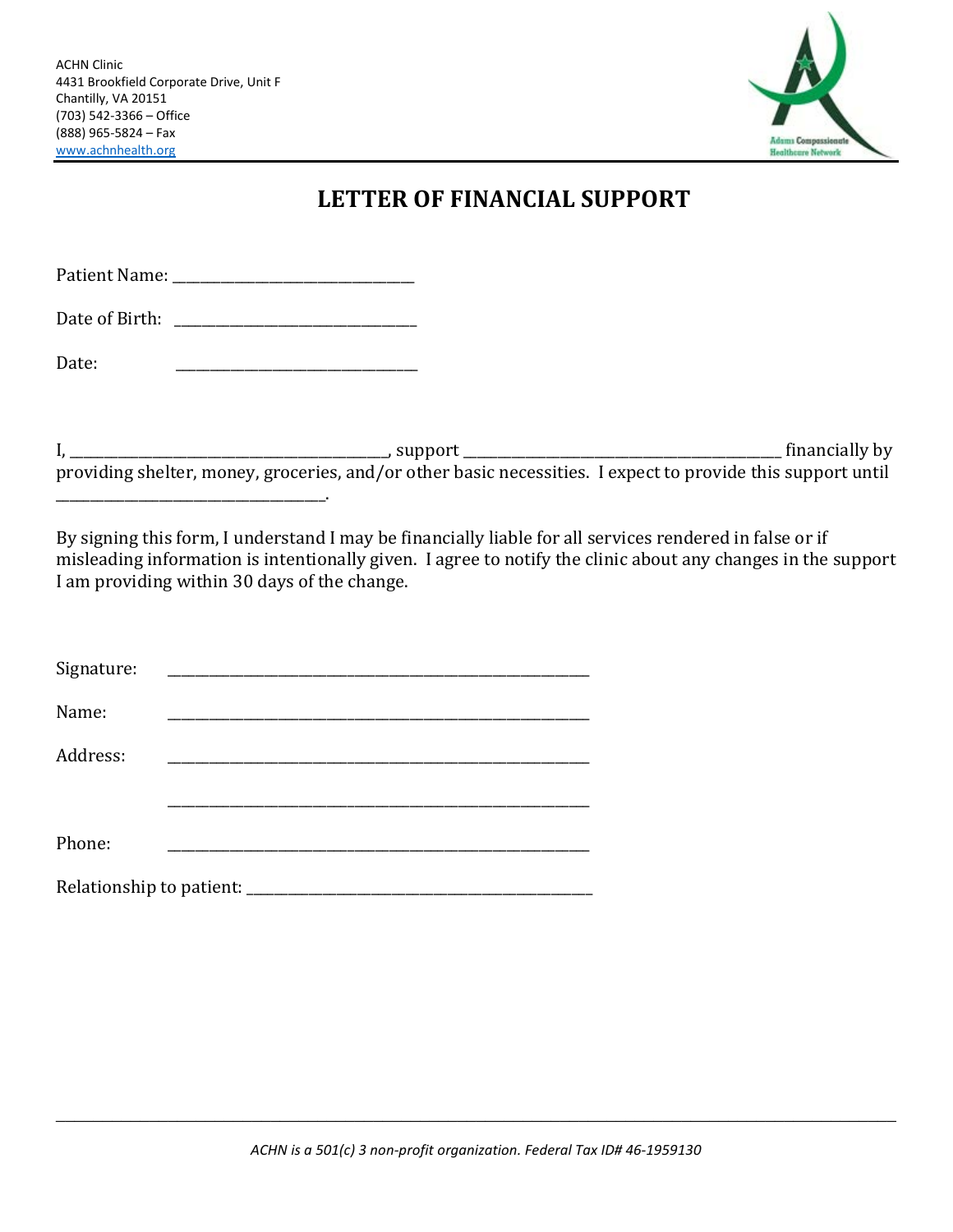ACHN Clinic
4431 Brookfield Corporate Drive, Unit F
Chantilly, VA 20151
(703) 542-3366 – Office
(888) 965-5824 – Fax
www.achnhealth.org

Adams Compassionate Healthcare Network

# LETTER OF FINANCIAL SUPPORT

Patient Name: _______________________________

Date of Birth: _______________________________

Date: _______________________________

I, _________________________________________, support _________________________________________ financially by providing shelter, money, groceries, and/or other basic necessities. I expect to provide this support until ___________________________________.

By signing this form, I understand I may be financially liable for all services rendered in false or if misleading information is intentionally given. I agree to notify the clinic about any changes in the support I am providing within 30 days of the change.

Signature: ______________________________________________________

Name: ______________________________________________________

Address: ______________________________________________________

______________________________________________________

Phone: ______________________________________________________

Relationship to patient: ____________________________________________

*ACHN is a 501(c) 3 non-profit organization. Federal Tax ID# 46-1959130*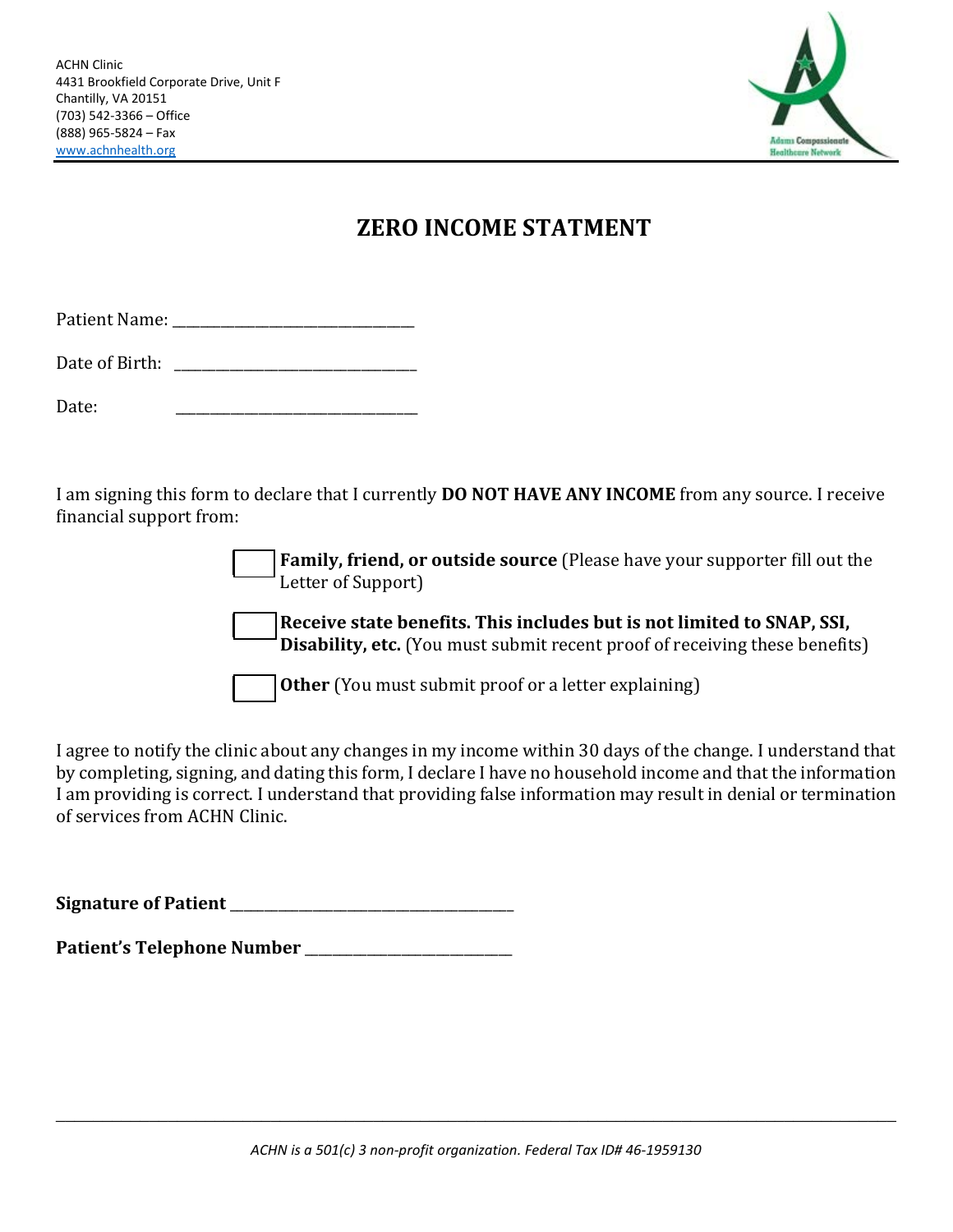ACHN Clinic
4431 Brookfield Corporate Drive, Unit F
Chantilly, VA 20151
(703) 542-3366 – Office
(888) 965-5824 – Fax
www.achnhealth.org

Adams Compassionate Healthcare Network

# ZERO INCOME STATMENT

Patient Name: ______________________________

Date of Birth: ______________________________

Date: ______________________________

I am signing this form to declare that I currently **DO NOT HAVE ANY INCOME** from any source. I receive financial support from:

☐ **Family, friend, or outside source** (Please have your supporter fill out the Letter of Support)

☐ **Receive state benefits. This includes but is not limited to SNAP, SSI, Disability, etc.** (You must submit recent proof of receiving these benefits)

☐ **Other** (You must submit proof or a letter explaining)

I agree to notify the clinic about any changes in my income within 30 days of the change. I understand that by completing, signing, and dating this form, I declare I have no household income and that the information I am providing is correct. I understand that providing false information may result in denial or termination of services from ACHN Clinic.

**Signature of Patient** ____________________________________

**Patient's Telephone Number** ___________________________

*ACHN is a 501(c) 3 non-profit organization. Federal Tax ID# 46-1959130*